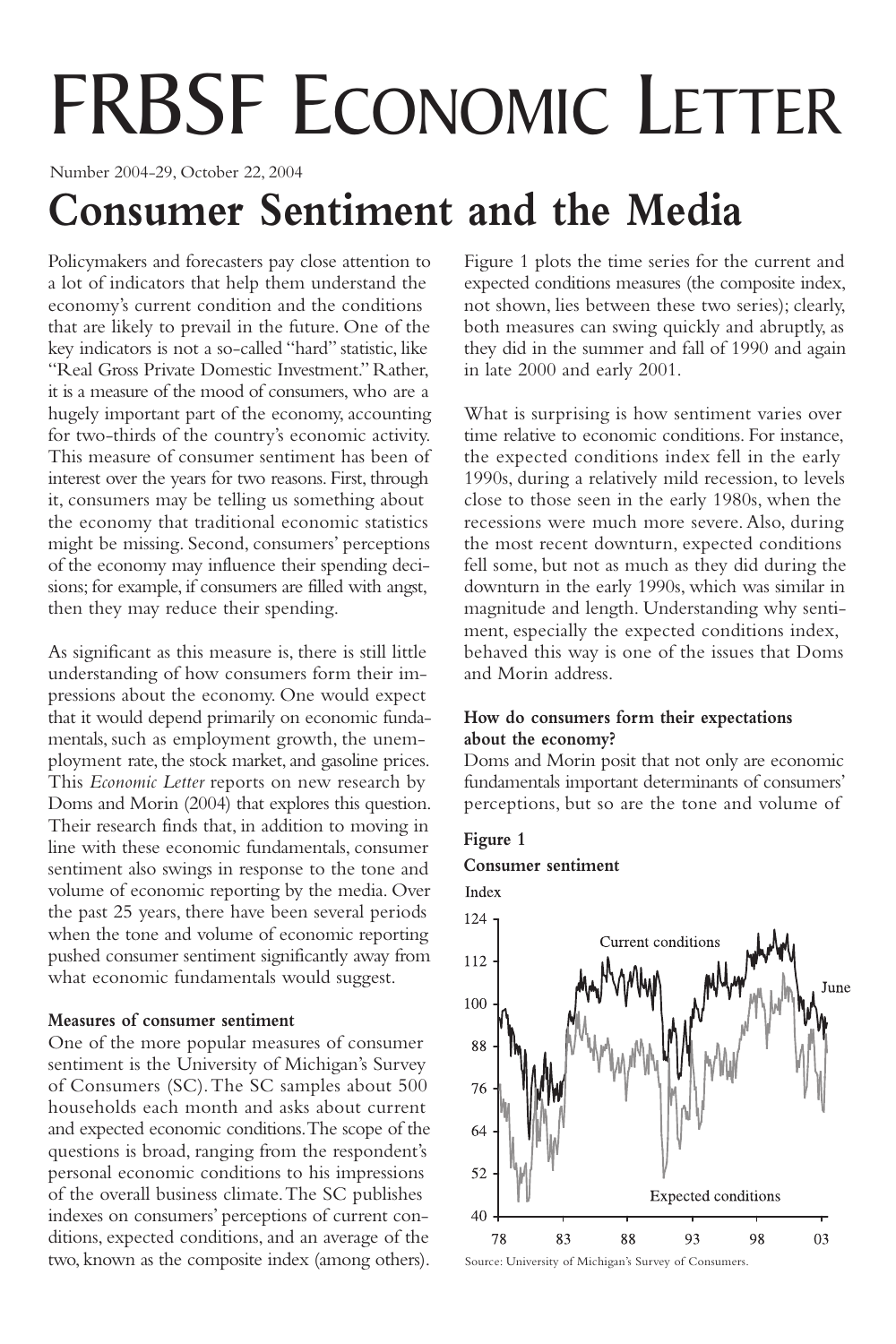# FRBSF Economic Letter

Number 2004-29, October 22, 2004

# Consumer Sentiment and the Media

Policymakers and forecasters pay close attention to a lot of indicators that help them understand the economy's current condition and the conditions that are likely to prevail in the future. One of the key indicators is not a so-called "hard" statistic, like "Real Gross Private Domestic Investment." Rather, it is a measure of the mood of consumers, who are a hugely important part of the economy, accounting for two-thirds of the country's economic activity. This measure of consumer sentiment has been of interest over the years for two reasons. First, through it, consumers may be telling us something about the economy that traditional economic statistics might be missing. Second, consumers' perceptions of the economy may influence their spending decisions; for example, if consumers are filled with angst, then they may reduce their spending.

As significant as this measure is, there is still little understanding of how consumers form their impressions about the economy. One would expect that it would depend primarily on economic fundamentals, such as employment growth, the unemployment rate, the stock market, and gasoline prices. This *Economic Letter* reports on new research by Doms and Morin (2004) that explores this question. Their research finds that, in addition to moving in line with these economic fundamentals, consumer sentiment also swings in response to the tone and volume of economic reporting by the media. Over the past 25 years, there have been several periods when the tone and volume of economic reporting pushed consumer sentiment significantly away from what economic fundamentals would suggest.

### Measures of consumer sentiment

One of the more popular measures of consumer sentiment is the University of Michigan's Survey of Consumers (SC). The SC samples about 500 households each month and asks about current and expected economic conditions. The scope of the questions is broad, ranging from the respondent's personal economic conditions to his impressions of the overall business climate. The SC publishes indexes on consumers' perceptions of current conditions, expected conditions, and an average of the two, known as the composite index (among others).

Figure 1 plots the time series for the current and expected conditions measures (the composite index, not shown, lies between these two series); clearly, both measures can swing quickly and abruptly, as they did in the summer and fall of 1990 and again in late 2000 and early 2001.

What is surprising is how sentiment varies over time relative to economic conditions. For instance, the expected conditions index fell in the early 1990s, during a relatively mild recession, to levels close to those seen in the early 1980s, when the recessions were much more severe. Also, during the most recent downturn, expected conditions fell some, but not as much as they did during the downturn in the early 1990s, which was similar in magnitude and length. Understanding why sentiment, especially the expected conditions index, behaved this way is one of the issues that Doms and Morin address.

### How do consumers form their expectations about the economy?

Doms and Morin posit that not only are economic fundamentals important determinants of consumers' perceptions, but so are the tone and volume of

**Figure 1**

**Consumer sentiment**

Source: University of Michigan's Survey of Consumers.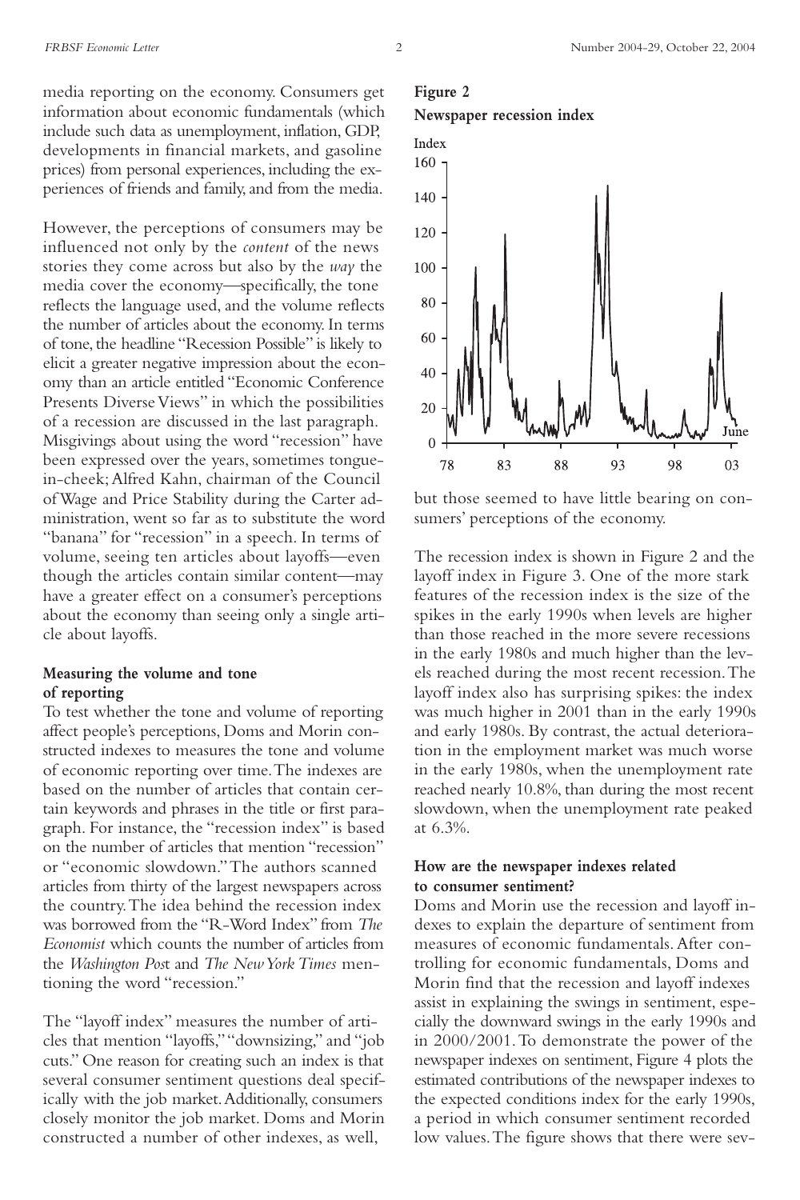media reporting on the economy. Consumers get information about economic fundamentals (which include such data as unemployment, inflation, GDP, developments in financial markets, and gasoline prices) from personal experiences, including the experiences of friends and family, and from the media.

However, the perceptions of consumers may be influenced not only by the *content* of the news stories they come across but also by the *way* the media cover the economy—specifically, the tone reflects the language used, and the volume reflects the number of articles about the economy. In terms of tone, the headline "Recession Possible" is likely to elicit a greater negative impression about the economy than an article entitled "Economic Conference Presents Diverse Views" in which the possibilities of a recession are discussed in the last paragraph. Misgivings about using the word "recession" have been expressed over the years, sometimes tongue-in-cheek; Alfred Kahn, chairman of the Council of Wage and Price Stability during the Carter administration, went so far as to substitute the word "banana" for "recession" in a speech. In terms of volume, seeing ten articles about layoffs—even though the articles contain similar content—may have a greater effect on a consumer's perceptions about the economy than seeing only a single article about layoffs.

### Measuring the volume and tone of reporting

To test whether the tone and volume of reporting affect people's perceptions, Doms and Morin constructed indexes to measures the tone and volume of economic reporting over time. The indexes are based on the number of articles that contain certain keywords and phrases in the title or first paragraph. For instance, the "recession index" is based on the number of articles that mention "recession" or "economic slowdown." The authors scanned articles from thirty of the largest newspapers across the country. The idea behind the recession index was borrowed from the "R-Word Index" from *The Economist* which counts the number of articles from the *Washington Post* and *The New York Times* mentioning the word "recession."

The "layoff index" measures the number of articles that mention "layoffs," "downsizing," and "job cuts." One reason for creating such an index is that several consumer sentiment questions deal specifically with the job market. Additionally, consumers closely monitor the job market. Doms and Morin constructed a number of other indexes, as well, but those seemed to have little bearing on consumers' perceptions of the economy.

**Figure 2**
**Newspaper recession index**

The recession index is shown in Figure 2 and the layoff index in Figure 3. One of the more stark features of the recession index is the size of the spikes in the early 1990s when levels are higher than those reached in the more severe recessions in the early 1980s and much higher than the levels reached during the most recent recession. The layoff index also has surprising spikes: the index was much higher in 2001 than in the early 1990s and early 1980s. By contrast, the actual deterioration in the employment market was much worse in the early 1980s, when the unemployment rate reached nearly 10.8%, than during the most recent slowdown, when the unemployment rate peaked at 6.3%.

### How are the newspaper indexes related to consumer sentiment?

Doms and Morin use the recession and layoff indexes to explain the departure of sentiment from measures of economic fundamentals. After controlling for economic fundamentals, Doms and Morin find that the recession and layoff indexes assist in explaining the swings in sentiment, especially the downward swings in the early 1990s and in 2000/2001. To demonstrate the power of the newspaper indexes on sentiment, Figure 4 plots the estimated contributions of the newspaper indexes to the expected conditions index for the early 1990s, a period in which consumer sentiment recorded low values. The figure shows that there were sev-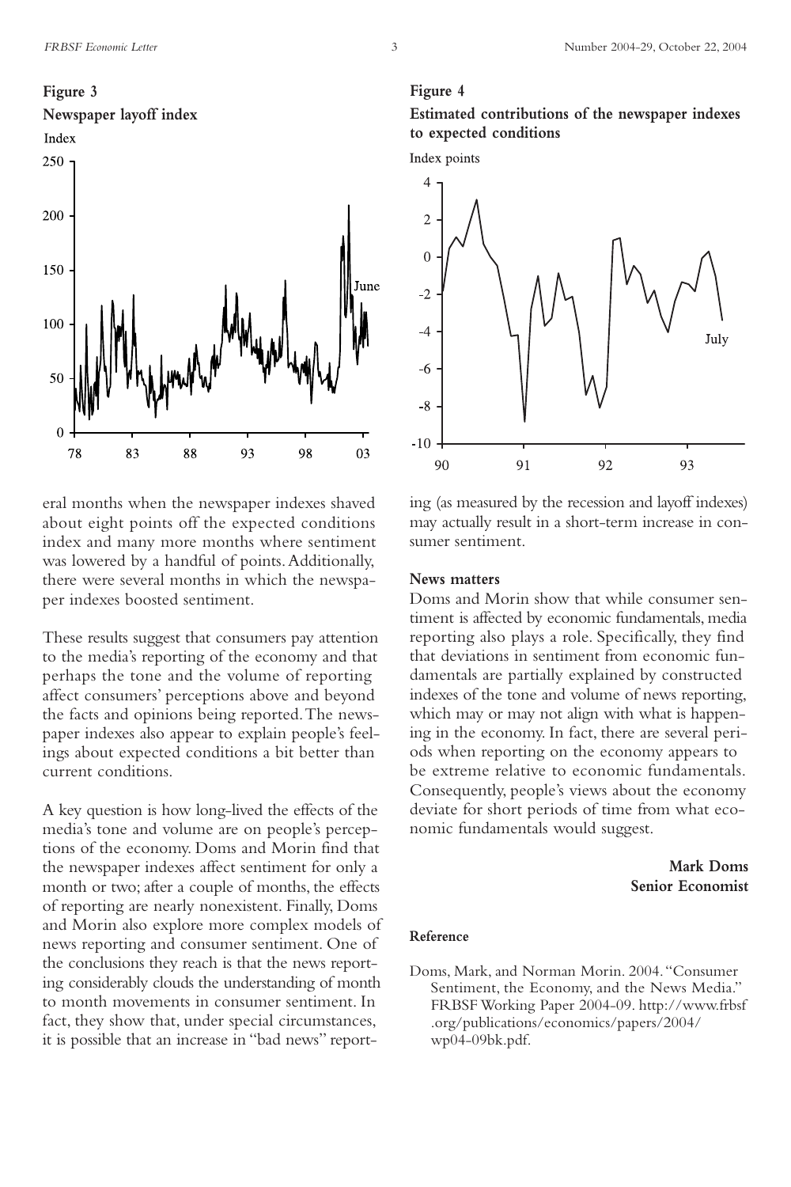**Figure 3**
**Newspaper layoff index**

**Figure 4**
**Estimated contributions of the newspaper indexes to expected conditions**

eral months when the newspaper indexes shaved about eight points off the expected conditions index and many more months where sentiment was lowered by a handful of points. Additionally, there were several months in which the newspaper indexes boosted sentiment.

These results suggest that consumers pay attention to the media's reporting of the economy and that perhaps the tone and the volume of reporting affect consumers' perceptions above and beyond the facts and opinions being reported. The newspaper indexes also appear to explain people's feelings about expected conditions a bit better than current conditions.

A key question is how long-lived the effects of the media's tone and volume are on people's perceptions of the economy. Doms and Morin find that the newspaper indexes affect sentiment for only a month or two; after a couple of months, the effects of reporting are nearly nonexistent. Finally, Doms and Morin also explore more complex models of news reporting and consumer sentiment. One of the conclusions they reach is that the news reporting considerably clouds the understanding of month to month movements in consumer sentiment. In fact, they show that, under special circumstances, it is possible that an increase in "bad news" reporting (as measured by the recession and layoff indexes) may actually result in a short-term increase in consumer sentiment.

## News matters

Doms and Morin show that while consumer sentiment is affected by economic fundamentals, media reporting also plays a role. Specifically, they find that deviations in sentiment from economic fundamentals are partially explained by constructed indexes of the tone and volume of news reporting, which may or may not align with what is happening in the economy. In fact, there are several periods when reporting on the economy appears to be extreme relative to economic fundamentals. Consequently, people's views about the economy deviate for short periods of time from what economic fundamentals would suggest.

**Mark Doms**
**Senior Economist**

## Reference

Doms, Mark, and Norman Morin. 2004. "Consumer Sentiment, the Economy, and the News Media." FRBSF Working Paper 2004-09. http://www.frbsf.org/publications/economics/papers/2004/wp04-09bk.pdf.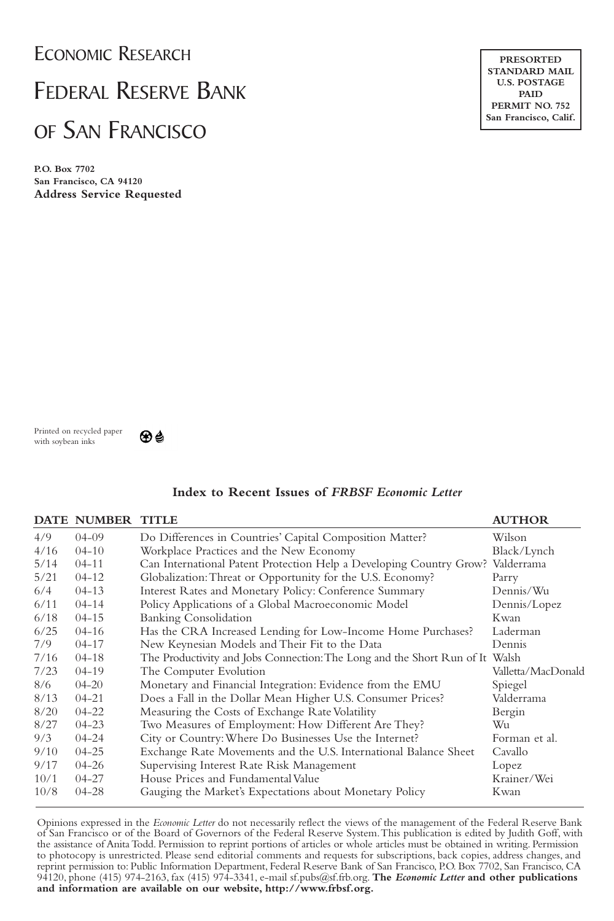# ECONOMIC RESEARCH

# FEDERAL RESERVE BANK OF SAN FRANCISCO

**P.O. Box 7702**
**San Francisco, CA 94120**
**Address Service Requested**

**PRESORTED STANDARD MAIL U.S. POSTAGE PAID PERMIT NO. 752 San Francisco, Calif.**

Printed on recycled paper with soybean inks

### Index to Recent Issues of *FRBSF Economic Letter*

| DATE | NUMBER | TITLE | AUTHOR |
|---|---|---|---|
| 4/9 | 04-09 | Do Differences in Countries' Capital Composition Matter? | Wilson |
| 4/16 | 04-10 | Workplace Practices and the New Economy | Black/Lynch |
| 5/14 | 04-11 | Can International Patent Protection Help a Developing Country Grow? | Valderrama |
| 5/21 | 04-12 | Globalization: Threat or Opportunity for the U.S. Economy? | Parry |
| 6/4 | 04-13 | Interest Rates and Monetary Policy: Conference Summary | Dennis/Wu |
| 6/11 | 04-14 | Policy Applications of a Global Macroeconomic Model | Dennis/Lopez |
| 6/18 | 04-15 | Banking Consolidation | Kwan |
| 6/25 | 04-16 | Has the CRA Increased Lending for Low-Income Home Purchases? | Laderman |
| 7/9 | 04-17 | New Keynesian Models and Their Fit to the Data | Dennis |
| 7/16 | 04-18 | The Productivity and Jobs Connection: The Long and the Short Run of It | Walsh |
| 7/23 | 04-19 | The Computer Evolution | Valletta/MacDonald |
| 8/6 | 04-20 | Monetary and Financial Integration: Evidence from the EMU | Spiegel |
| 8/13 | 04-21 | Does a Fall in the Dollar Mean Higher U.S. Consumer Prices? | Valderrama |
| 8/20 | 04-22 | Measuring the Costs of Exchange Rate Volatility | Bergin |
| 8/27 | 04-23 | Two Measures of Employment: How Different Are They? | Wu |
| 9/3 | 04-24 | City or Country: Where Do Businesses Use the Internet? | Forman et al. |
| 9/10 | 04-25 | Exchange Rate Movements and the U.S. International Balance Sheet | Cavallo |
| 9/17 | 04-26 | Supervising Interest Rate Risk Management | Lopez |
| 10/1 | 04-27 | House Prices and Fundamental Value | Krainer/Wei |
| 10/8 | 04-28 | Gauging the Market's Expectations about Monetary Policy | Kwan |

Opinions expressed in the *Economic Letter* do not necessarily reflect the views of the management of the Federal Reserve Bank of San Francisco or of the Board of Governors of the Federal Reserve System. This publication is edited by Judith Goff, with the assistance of Anita Todd. Permission to reprint portions of articles or whole articles must be obtained in writing. Permission to photocopy is unrestricted. Please send editorial comments and requests for subscriptions, back copies, address changes, and reprint permission to: Public Information Department, Federal Reserve Bank of San Francisco, P.O. Box 7702, San Francisco, CA 94120, phone (415) 974-2163, fax (415) 974-3341, e-mail sf.pubs@sf.frb.org. **The *Economic Letter* and other publications and information are available on our website, http://www.frbsf.org.**